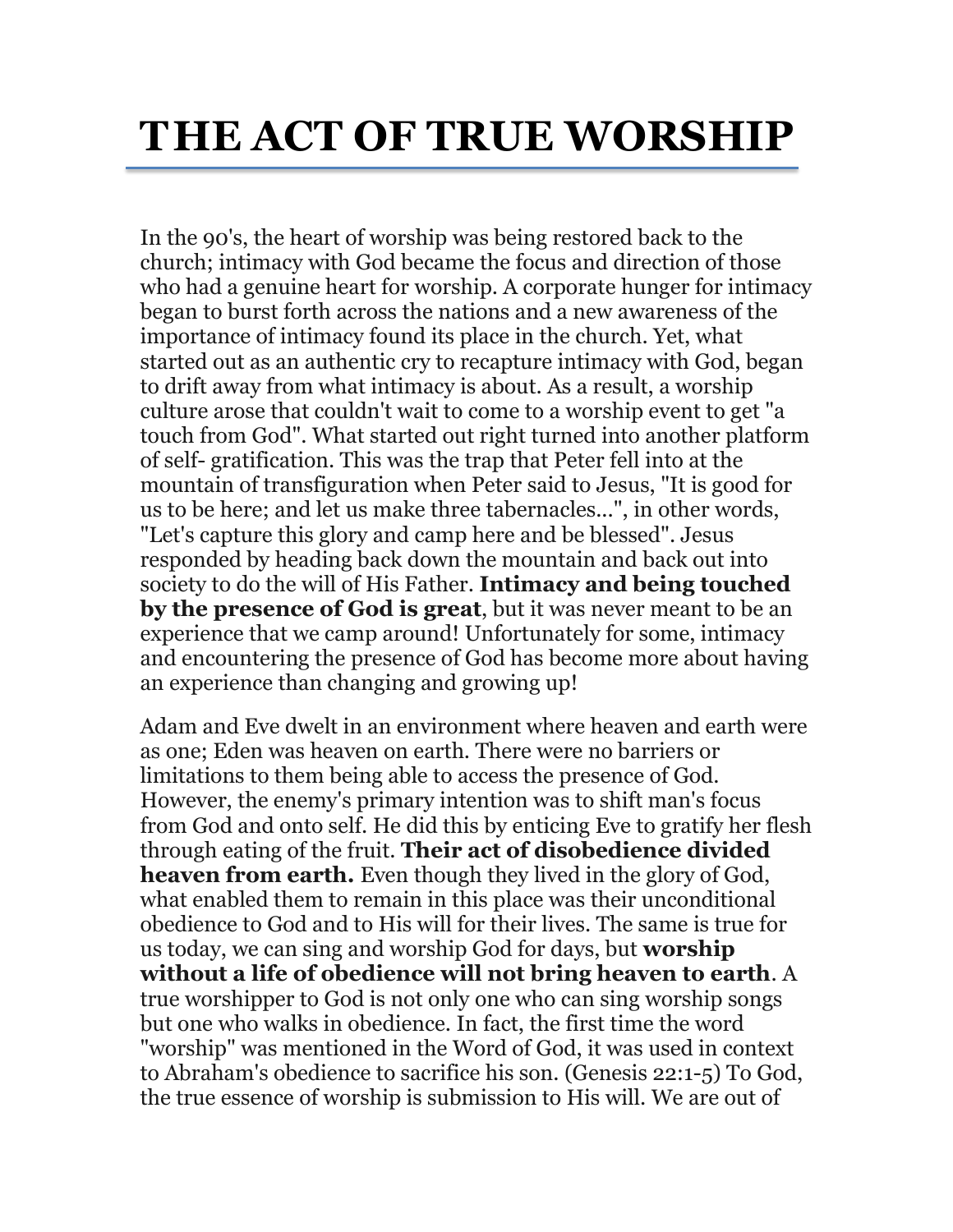# THE ACT OF TRUE WORSHIP

In the 90's, the heart of worship was being restored back to the church; intimacy with God became the focus and direction of those who had a genuine heart for worship. A corporate hunger for intimacy began to burst forth across the nations and a new awareness of the importance of intimacy found its place in the church. Yet, what started out as an authentic cry to recapture intimacy with God, began to drift away from what intimacy is about. As a result, a worship culture arose that couldn't wait to come to a worship event to get "a touch from God". What started out right turned into another platform of self- gratification. This was the trap that Peter fell into at the mountain of transfiguration when Peter said to Jesus, "It is good for us to be here; and let us make three tabernacles...", in other words, "Let's capture this glory and camp here and be blessed". Jesus responded by heading back down the mountain and back out into society to do the will of His Father. **Intimacy and being touched by the presence of God is great**, but it was never meant to be an experience that we camp around! Unfortunately for some, intimacy and encountering the presence of God has become more about having an experience than changing and growing up!

Adam and Eve dwelt in an environment where heaven and earth were as one; Eden was heaven on earth. There were no barriers or limitations to them being able to access the presence of God. However, the enemy's primary intention was to shift man's focus from God and onto self. He did this by enticing Eve to gratify her flesh through eating of the fruit. **Their act of disobedience divided heaven from earth.** Even though they lived in the glory of God, what enabled them to remain in this place was their unconditional obedience to God and to His will for their lives. The same is true for us today, we can sing and worship God for days, but **worship without a life of obedience will not bring heaven to earth**. A true worshipper to God is not only one who can sing worship songs but one who walks in obedience. In fact, the first time the word "worship" was mentioned in the Word of God, it was used in context to Abraham's obedience to sacrifice his son. (Genesis 22:1-5) To God, the true essence of worship is submission to His will. We are out of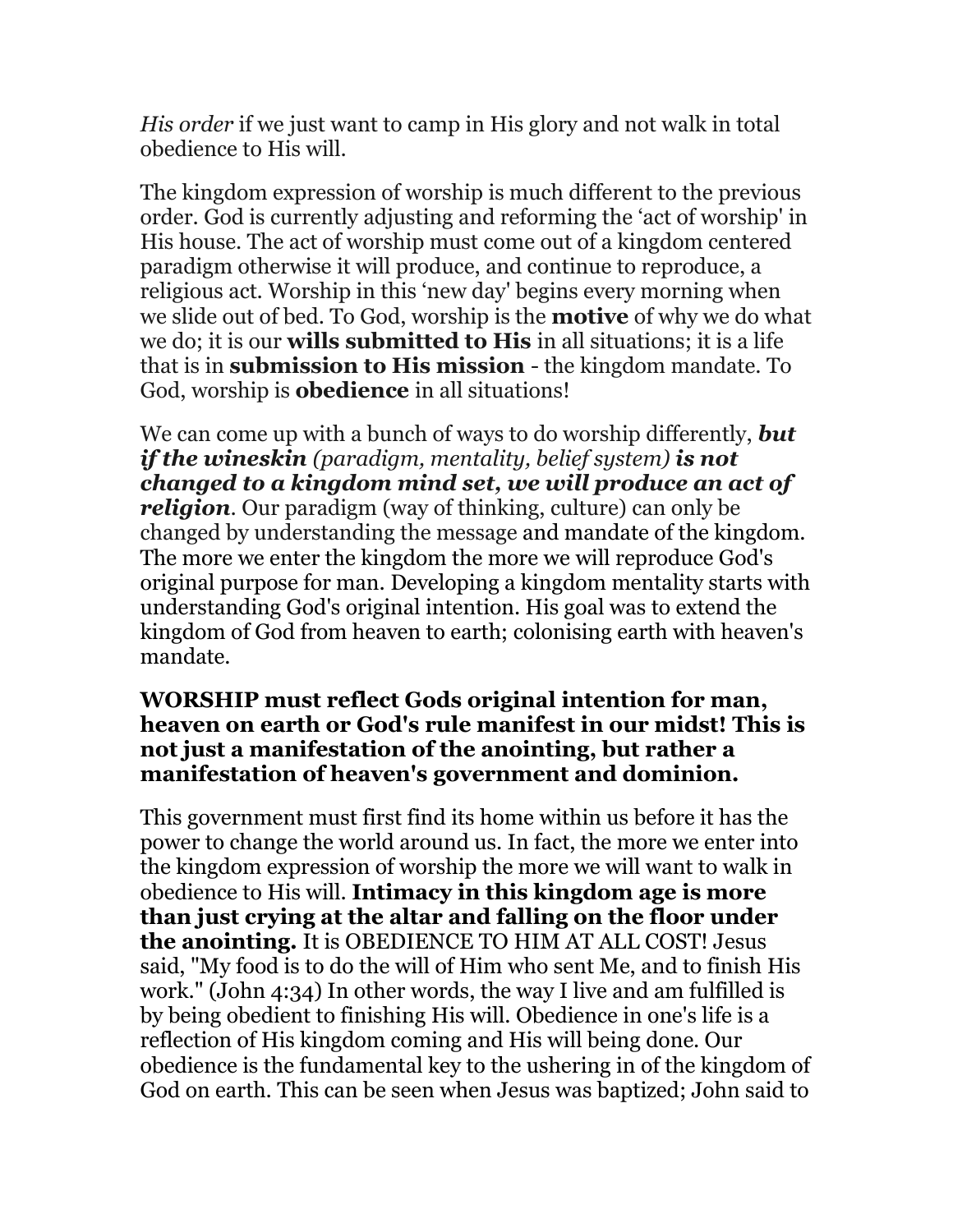*His order* if we just want to camp in His glory and not walk in total obedience to His will.

The kingdom expression of worship is much different to the previous order. God is currently adjusting and reforming the 'act of worship' in His house. The act of worship must come out of a kingdom centered paradigm otherwise it will produce, and continue to reproduce, a religious act. Worship in this 'new day' begins every morning when we slide out of bed. To God, worship is the **motive** of why we do what we do; it is our **wills submitted to His** in all situations; it is a life that is in **submission to His mission** - the kingdom mandate. To God, worship is **obedience** in all situations!

We can come up with a bunch of ways to do worship differently, ***but if the wineskin*** *(paradigm, mentality, belief system)* ***is not changed to a kingdom mind set, we will produce an act of religion***. Our paradigm (way of thinking, culture) can only be changed by understanding the message and mandate of the kingdom. The more we enter the kingdom the more we will reproduce God's original purpose for man. Developing a kingdom mentality starts with understanding God's original intention. His goal was to extend the kingdom of God from heaven to earth; colonising earth with heaven's mandate.

**WORSHIP must reflect Gods original intention for man, heaven on earth or God's rule manifest in our midst! This is not just a manifestation of the anointing, but rather a manifestation of heaven's government and dominion.**

This government must first find its home within us before it has the power to change the world around us. In fact, the more we enter into the kingdom expression of worship the more we will want to walk in obedience to His will. **Intimacy in this kingdom age is more than just crying at the altar and falling on the floor under the anointing.** It is OBEDIENCE TO HIM AT ALL COST! Jesus said, "My food is to do the will of Him who sent Me, and to finish His work." (John 4:34) In other words, the way I live and am fulfilled is by being obedient to finishing His will. Obedience in one's life is a reflection of His kingdom coming and His will being done. Our obedience is the fundamental key to the ushering in of the kingdom of God on earth. This can be seen when Jesus was baptized; John said to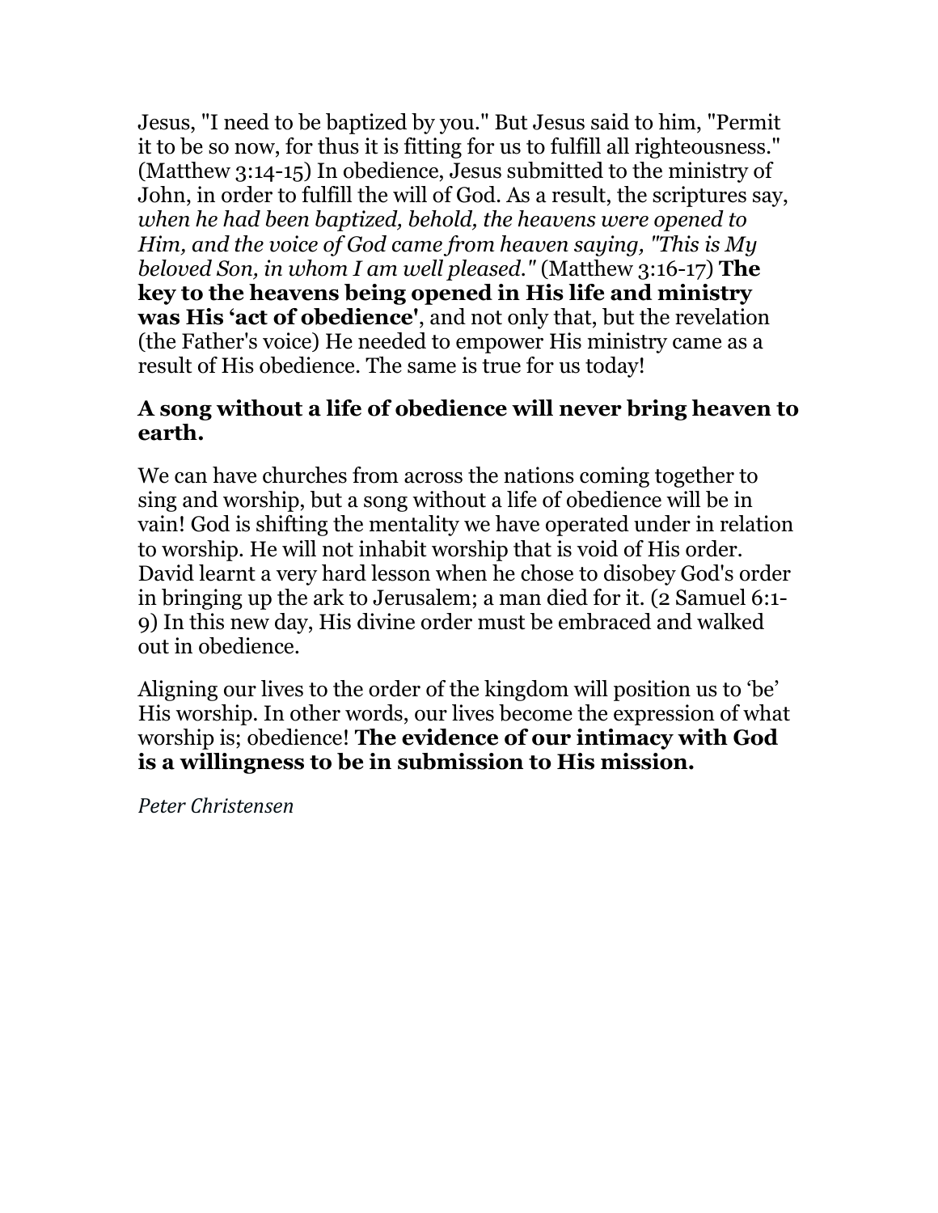Jesus, "I need to be baptized by you." But Jesus said to him, "Permit it to be so now, for thus it is fitting for us to fulfill all righteousness." (Matthew 3:14-15) In obedience, Jesus submitted to the ministry of John, in order to fulfill the will of God. As a result, the scriptures say, *when he had been baptized, behold, the heavens were opened to Him, and the voice of God came from heaven saying, "This is My beloved Son, in whom I am well pleased."* (Matthew 3:16-17) **The key to the heavens being opened in His life and ministry was His 'act of obedience'**, and not only that, but the revelation (the Father's voice) He needed to empower His ministry came as a result of His obedience. The same is true for us today!

**A song without a life of obedience will never bring heaven to earth.**

We can have churches from across the nations coming together to sing and worship, but a song without a life of obedience will be in vain! God is shifting the mentality we have operated under in relation to worship. He will not inhabit worship that is void of His order. David learnt a very hard lesson when he chose to disobey God's order in bringing up the ark to Jerusalem; a man died for it. (2 Samuel 6:1-9) In this new day, His divine order must be embraced and walked out in obedience.

Aligning our lives to the order of the kingdom will position us to 'be' His worship. In other words, our lives become the expression of what worship is; obedience! **The evidence of our intimacy with God is a willingness to be in submission to His mission.**

*Peter Christensen*